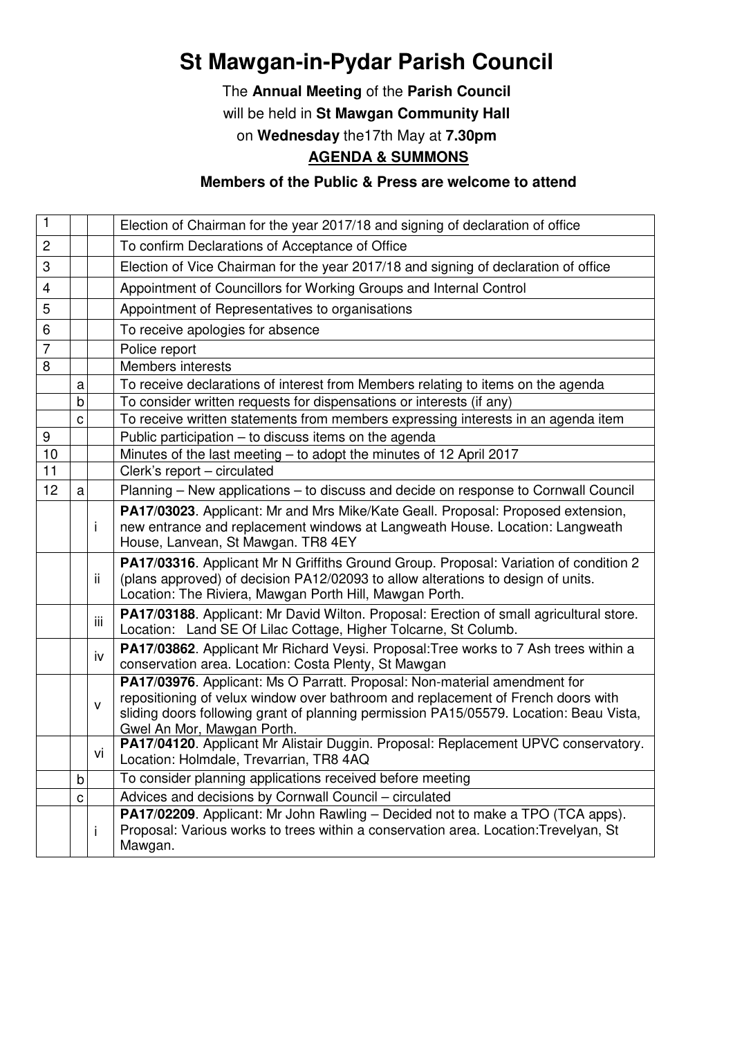# St Mawgan-in-Pydar Parish Council

The **Annual Meeting** of the **Parish Council**

will be held in **St Mawgan Community Hall**

on **Wednesday** the17th May at **7.30pm**

**AGENDA & SUMMONS**

**Members of the Public & Press are welcome to attend**

| | | | |
|---|---|---|---|
| 1 | | | Election of Chairman for the year 2017/18 and signing of declaration of office |
| 2 | | | To confirm Declarations of Acceptance of Office |
| 3 | | | Election of Vice Chairman for the year 2017/18 and signing of declaration of office |
| 4 | | | Appointment of Councillors for Working Groups and Internal Control |
| 5 | | | Appointment of Representatives to organisations |
| 6 | | | To receive apologies for absence |
| 7 | | | Police report |
| 8 | | | Members interests |
| | a | | To receive declarations of interest from Members relating to items on the agenda |
| | b | | To consider written requests for dispensations or interests (if any) |
| | c | | To receive written statements from members expressing interests in an agenda item |
| 9 | | | Public participation – to discuss items on the agenda |
| 10 | | | Minutes of the last meeting – to adopt the minutes of 12 April 2017 |
| 11 | | | Clerk's report – circulated |
| 12 | a | | Planning – New applications – to discuss and decide on response to Cornwall Council |
| | | i | **PA17/03023**. Applicant: Mr and Mrs Mike/Kate Geall. Proposal: Proposed extension, new entrance and replacement windows at Langweath House. Location: Langweath House, Lanvean, St Mawgan. TR8 4EY |
| | | ii | **PA17/03316**. Applicant Mr N Griffiths Ground Group. Proposal: Variation of condition 2 (plans approved) of decision PA12/02093 to allow alterations to design of units. Location: The Riviera, Mawgan Porth Hill, Mawgan Porth. |
| | | iii | **PA17/03188**. Applicant: Mr David Wilton. Proposal: Erection of small agricultural store. Location: Land SE Of Lilac Cottage, Higher Tolcarne, St Columb. |
| | | iv | **PA17/03862**. Applicant Mr Richard Veysi. Proposal:Tree works to 7 Ash trees within a conservation area. Location: Costa Plenty, St Mawgan |
| | | v | **PA17/03976**. Applicant: Ms O Parratt. Proposal: Non-material amendment for repositioning of velux window over bathroom and replacement of French doors with sliding doors following grant of planning permission PA15/05579. Location: Beau Vista, Gwel An Mor, Mawgan Porth. |
| | | vi | **PA17/04120**. Applicant Mr Alistair Duggin. Proposal: Replacement UPVC conservatory. Location: Holmdale, Trevarrian, TR8 4AQ |
| | b | | To consider planning applications received before meeting |
| | c | | Advices and decisions by Cornwall Council – circulated |
| | | i | **PA17/02209**. Applicant: Mr John Rawling – Decided not to make a TPO (TCA apps). Proposal: Various works to trees within a conservation area. Location:Trevelyan, St Mawgan. |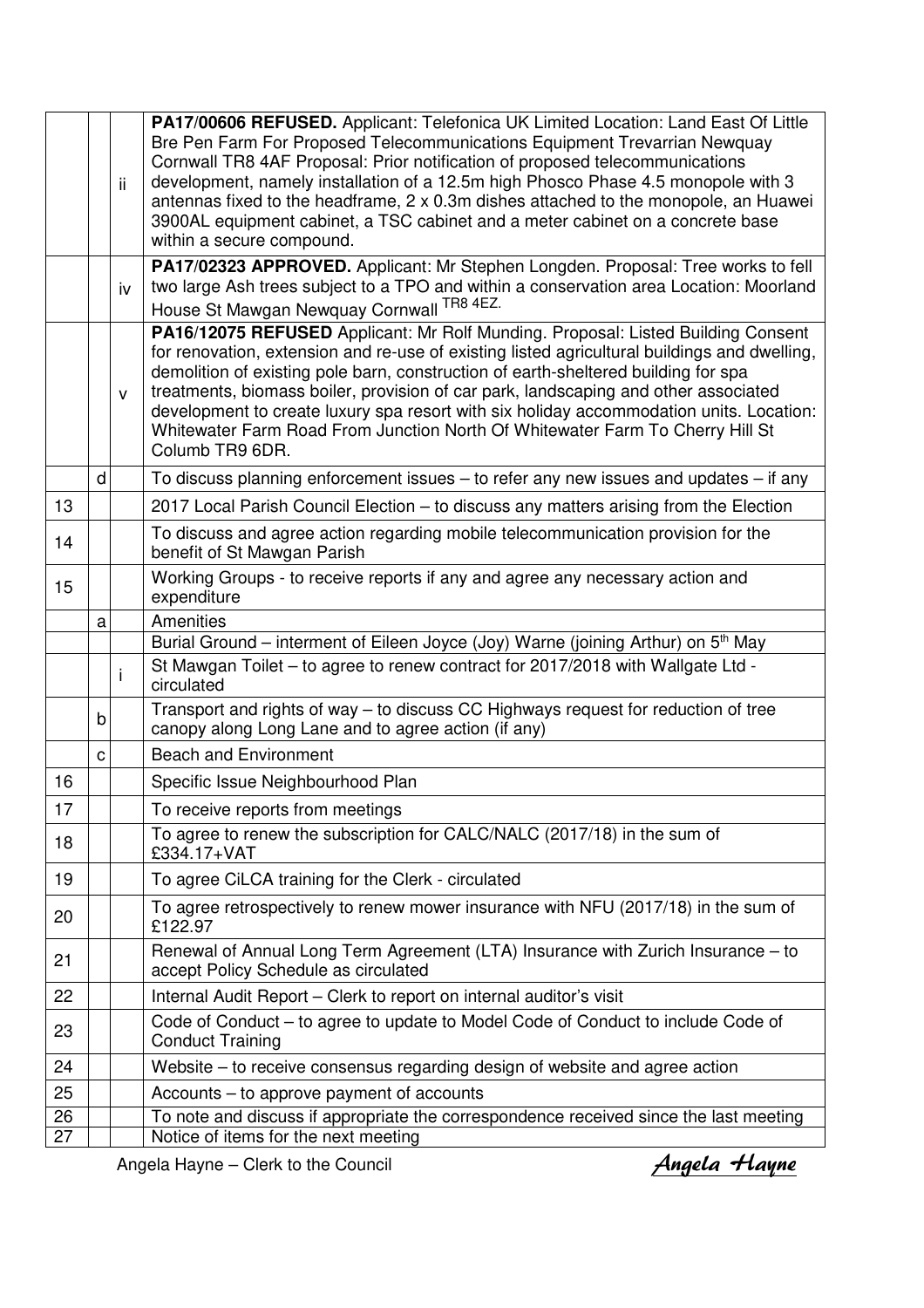| | | | |
|---|---|---|---|
| | | ii | **PA17/00606 REFUSED.** Applicant: Telefonica UK Limited Location: Land East Of Little Bre Pen Farm For Proposed Telecommunications Equipment Trevarrian Newquay Cornwall TR8 4AF Proposal: Prior notification of proposed telecommunications development, namely installation of a 12.5m high Phosco Phase 4.5 monopole with 3 antennas fixed to the headframe, 2 x 0.3m dishes attached to the monopole, an Huawei 3900AL equipment cabinet, a TSC cabinet and a meter cabinet on a concrete base within a secure compound. |
| | | iv | **PA17/02323 APPROVED.** Applicant: Mr Stephen Longden. Proposal: Tree works to fell two large Ash trees subject to a TPO and within a conservation area Location: Moorland House St Mawgan Newquay Cornwall TR8 4EZ. |
| | | v | **PA16/12075 REFUSED** Applicant: Mr Rolf Munding. Proposal: Listed Building Consent for renovation, extension and re-use of existing listed agricultural buildings and dwelling, demolition of existing pole barn, construction of earth-sheltered building for spa treatments, biomass boiler, provision of car park, landscaping and other associated development to create luxury spa resort with six holiday accommodation units. Location: Whitewater Farm Road From Junction North Of Whitewater Farm To Cherry Hill St Columb TR9 6DR. |
| | d | | To discuss planning enforcement issues – to refer any new issues and updates – if any |
| 13 | | | 2017 Local Parish Council Election – to discuss any matters arising from the Election |
| 14 | | | To discuss and agree action regarding mobile telecommunication provision for the benefit of St Mawgan Parish |
| 15 | | | Working Groups - to receive reports if any and agree any necessary action and expenditure |
| | a | | Amenities |
| | | | Burial Ground – interment of Eileen Joyce (Joy) Warne (joining Arthur) on 5th May |
| | | i | St Mawgan Toilet – to agree to renew contract for 2017/2018 with Wallgate Ltd - circulated |
| | b | | Transport and rights of way – to discuss CC Highways request for reduction of tree canopy along Long Lane and to agree action (if any) |
| | c | | Beach and Environment |
| 16 | | | Specific Issue Neighbourhood Plan |
| 17 | | | To receive reports from meetings |
| 18 | | | To agree to renew the subscription for CALC/NALC (2017/18) in the sum of £334.17+VAT |
| 19 | | | To agree CiLCA training for the Clerk - circulated |
| 20 | | | To agree retrospectively to renew mower insurance with NFU (2017/18) in the sum of £122.97 |
| 21 | | | Renewal of Annual Long Term Agreement (LTA) Insurance with Zurich Insurance – to accept Policy Schedule as circulated |
| 22 | | | Internal Audit Report – Clerk to report on internal auditor's visit |
| 23 | | | Code of Conduct – to agree to update to Model Code of Conduct to include Code of Conduct Training |
| 24 | | | Website – to receive consensus regarding design of website and agree action |
| 25 | | | Accounts – to approve payment of accounts |
| 26 | | | To note and discuss if appropriate the correspondence received since the last meeting |
| 27 | | | Notice of items for the next meeting |

Angela Hayne – Clerk to the Council *Angela Hayne*